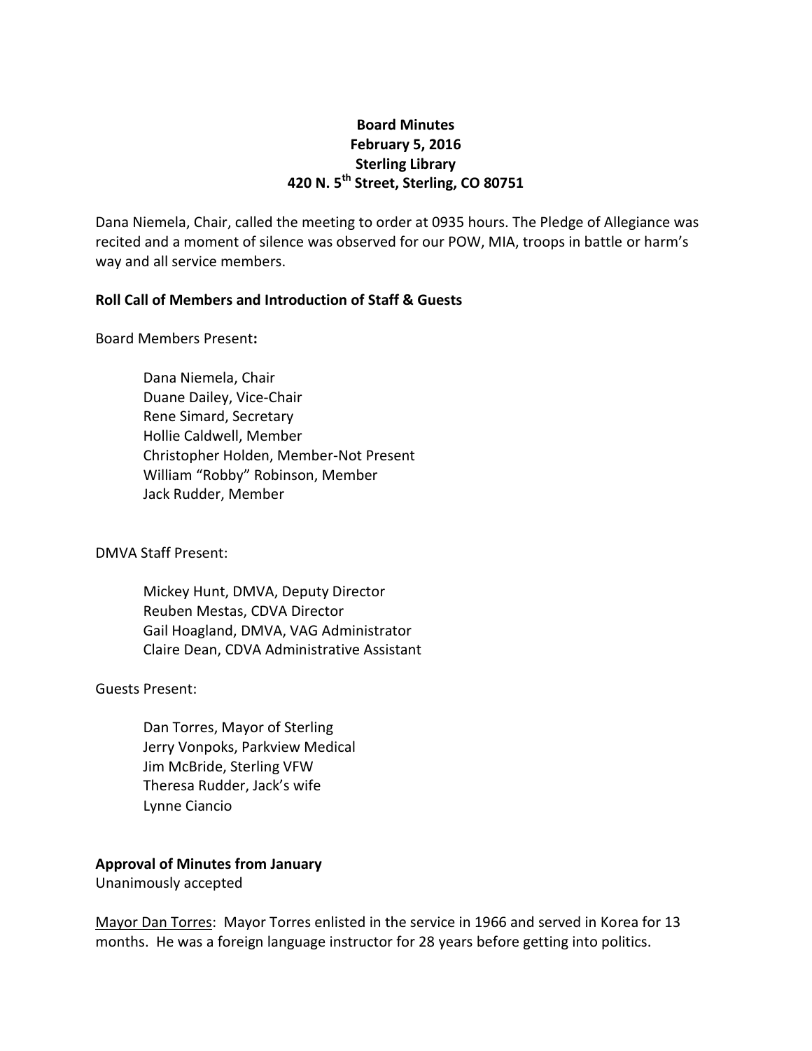**Board Minutes**
**February 5, 2016**
**Sterling Library**
**420 N. 5th Street, Sterling, CO 80751**

Dana Niemela, Chair, called the meeting to order at 0935 hours. The Pledge of Allegiance was recited and a moment of silence was observed for our POW, MIA, troops in battle or harm's way and all service members.

**Roll Call of Members and Introduction of Staff & Guests**

Board Members Present**:**

- Dana Niemela, Chair
- Duane Dailey, Vice-Chair
- Rene Simard, Secretary
- Hollie Caldwell, Member
- Christopher Holden, Member-Not Present
- William "Robby" Robinson, Member
- Jack Rudder, Member

DMVA Staff Present:

- Mickey Hunt, DMVA, Deputy Director
- Reuben Mestas, CDVA Director
- Gail Hoagland, DMVA, VAG Administrator
- Claire Dean, CDVA Administrative Assistant

Guests Present:

- Dan Torres, Mayor of Sterling
- Jerry Vonpoks, Parkview Medical
- Jim McBride, Sterling VFW
- Theresa Rudder, Jack's wife
- Lynne Ciancio

**Approval of Minutes from January**
Unanimously accepted

<u>Mayor Dan Torres</u>: Mayor Torres enlisted in the service in 1966 and served in Korea for 13 months. He was a foreign language instructor for 28 years before getting into politics.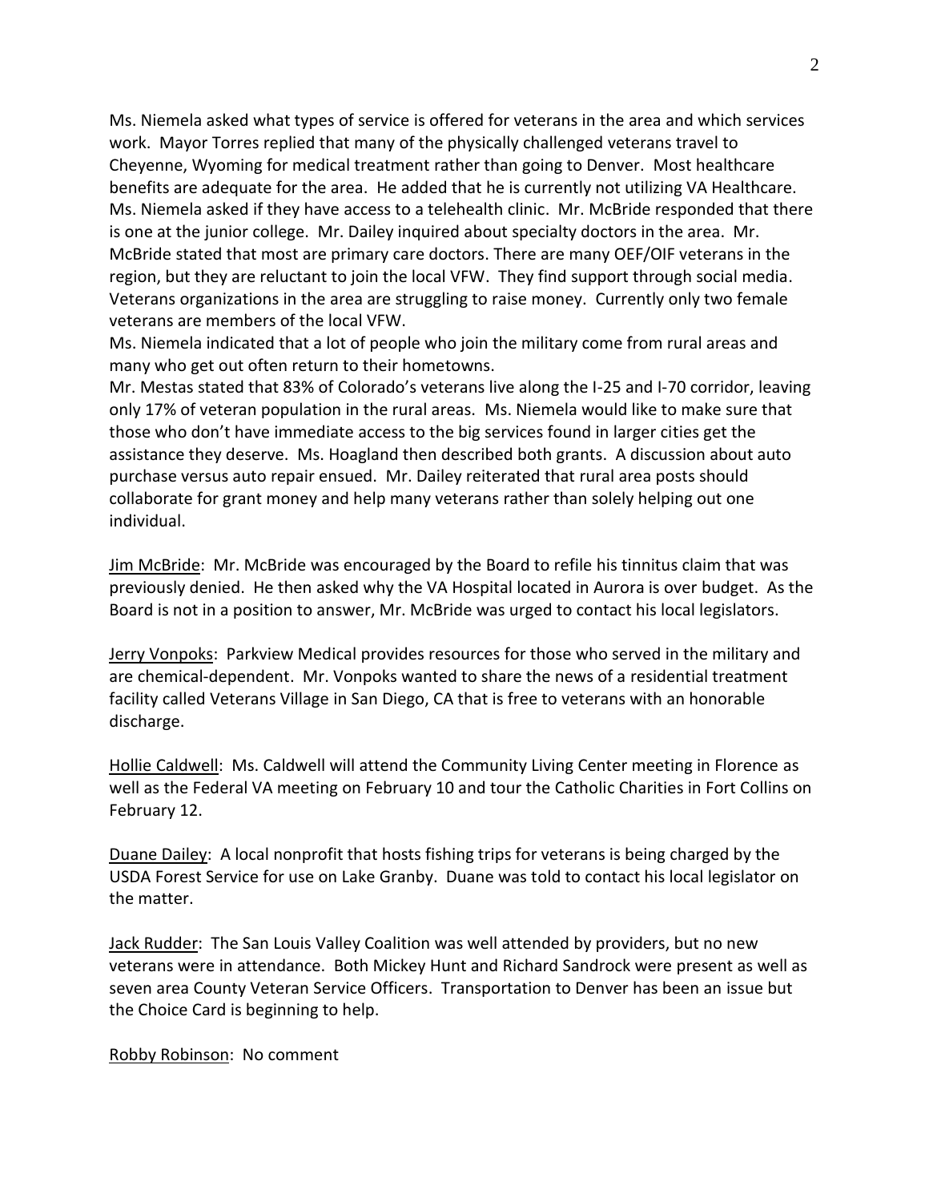Ms. Niemela asked what types of service is offered for veterans in the area and which services work. Mayor Torres replied that many of the physically challenged veterans travel to Cheyenne, Wyoming for medical treatment rather than going to Denver. Most healthcare benefits are adequate for the area. He added that he is currently not utilizing VA Healthcare. Ms. Niemela asked if they have access to a telehealth clinic. Mr. McBride responded that there is one at the junior college. Mr. Dailey inquired about specialty doctors in the area. Mr. McBride stated that most are primary care doctors. There are many OEF/OIF veterans in the region, but they are reluctant to join the local VFW. They find support through social media. Veterans organizations in the area are struggling to raise money. Currently only two female veterans are members of the local VFW.

Ms. Niemela indicated that a lot of people who join the military come from rural areas and many who get out often return to their hometowns.

Mr. Mestas stated that 83% of Colorado's veterans live along the I-25 and I-70 corridor, leaving only 17% of veteran population in the rural areas. Ms. Niemela would like to make sure that those who don't have immediate access to the big services found in larger cities get the assistance they deserve. Ms. Hoagland then described both grants. A discussion about auto purchase versus auto repair ensued. Mr. Dailey reiterated that rural area posts should collaborate for grant money and help many veterans rather than solely helping out one individual.

<u>Jim McBride</u>: Mr. McBride was encouraged by the Board to refile his tinnitus claim that was previously denied. He then asked why the VA Hospital located in Aurora is over budget. As the Board is not in a position to answer, Mr. McBride was urged to contact his local legislators.

<u>Jerry Vonpoks</u>: Parkview Medical provides resources for those who served in the military and are chemical-dependent. Mr. Vonpoks wanted to share the news of a residential treatment facility called Veterans Village in San Diego, CA that is free to veterans with an honorable discharge.

<u>Hollie Caldwell</u>: Ms. Caldwell will attend the Community Living Center meeting in Florence as well as the Federal VA meeting on February 10 and tour the Catholic Charities in Fort Collins on February 12.

<u>Duane Dailey</u>: A local nonprofit that hosts fishing trips for veterans is being charged by the USDA Forest Service for use on Lake Granby. Duane was told to contact his local legislator on the matter.

<u>Jack Rudder</u>: The San Louis Valley Coalition was well attended by providers, but no new veterans were in attendance. Both Mickey Hunt and Richard Sandrock were present as well as seven area County Veteran Service Officers. Transportation to Denver has been an issue but the Choice Card is beginning to help.

<u>Robby Robinson</u>: No comment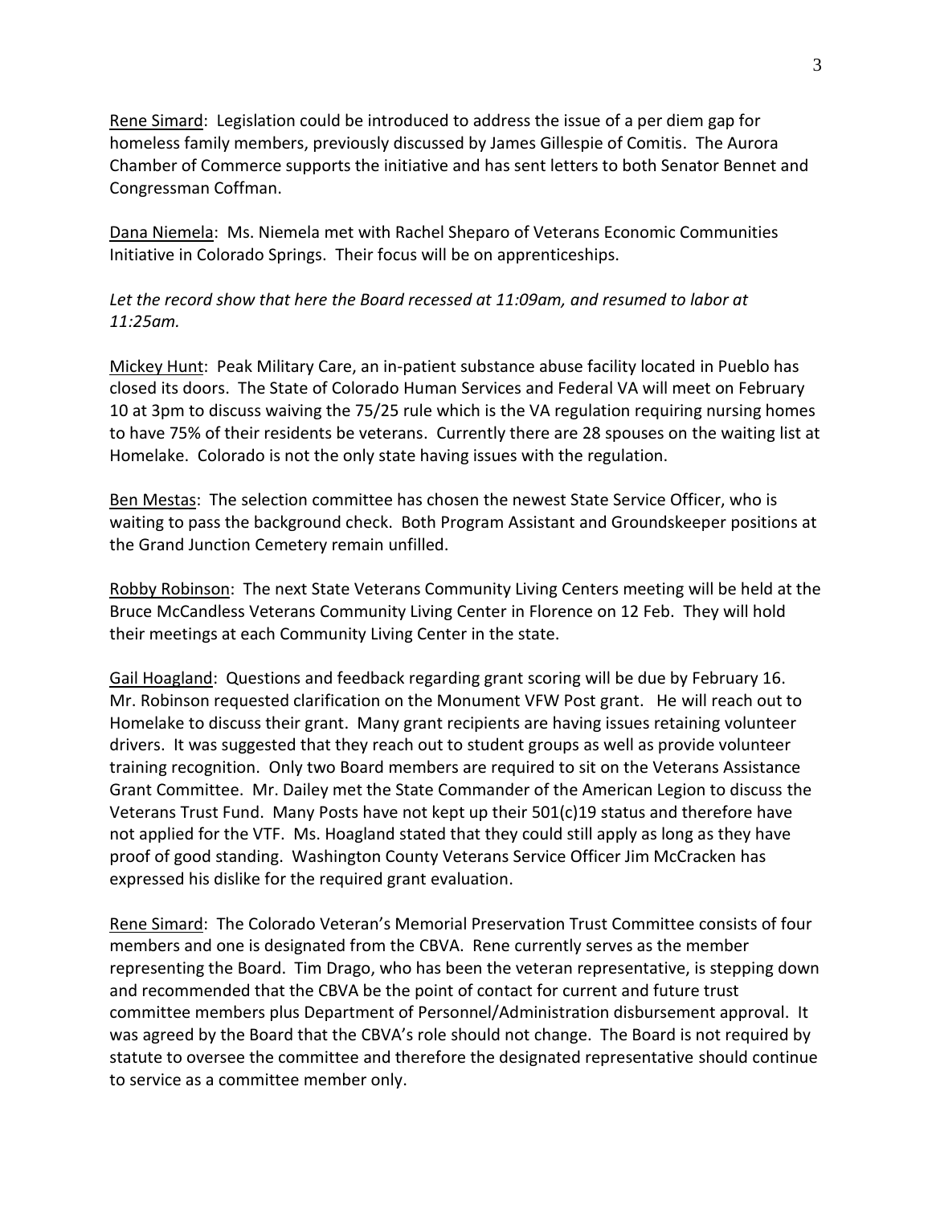Rene Simard: Legislation could be introduced to address the issue of a per diem gap for homeless family members, previously discussed by James Gillespie of Comitis. The Aurora Chamber of Commerce supports the initiative and has sent letters to both Senator Bennet and Congressman Coffman.

Dana Niemela: Ms. Niemela met with Rachel Sheparo of Veterans Economic Communities Initiative in Colorado Springs. Their focus will be on apprenticeships.

*Let the record show that here the Board recessed at 11:09am, and resumed to labor at 11:25am.*

Mickey Hunt: Peak Military Care, an in-patient substance abuse facility located in Pueblo has closed its doors. The State of Colorado Human Services and Federal VA will meet on February 10 at 3pm to discuss waiving the 75/25 rule which is the VA regulation requiring nursing homes to have 75% of their residents be veterans. Currently there are 28 spouses on the waiting list at Homelake. Colorado is not the only state having issues with the regulation.

Ben Mestas: The selection committee has chosen the newest State Service Officer, who is waiting to pass the background check. Both Program Assistant and Groundskeeper positions at the Grand Junction Cemetery remain unfilled.

Robby Robinson: The next State Veterans Community Living Centers meeting will be held at the Bruce McCandless Veterans Community Living Center in Florence on 12 Feb. They will hold their meetings at each Community Living Center in the state.

Gail Hoagland: Questions and feedback regarding grant scoring will be due by February 16. Mr. Robinson requested clarification on the Monument VFW Post grant. He will reach out to Homelake to discuss their grant. Many grant recipients are having issues retaining volunteer drivers. It was suggested that they reach out to student groups as well as provide volunteer training recognition. Only two Board members are required to sit on the Veterans Assistance Grant Committee. Mr. Dailey met the State Commander of the American Legion to discuss the Veterans Trust Fund. Many Posts have not kept up their 501(c)19 status and therefore have not applied for the VTF. Ms. Hoagland stated that they could still apply as long as they have proof of good standing. Washington County Veterans Service Officer Jim McCracken has expressed his dislike for the required grant evaluation.

Rene Simard: The Colorado Veteran's Memorial Preservation Trust Committee consists of four members and one is designated from the CBVA. Rene currently serves as the member representing the Board. Tim Drago, who has been the veteran representative, is stepping down and recommended that the CBVA be the point of contact for current and future trust committee members plus Department of Personnel/Administration disbursement approval. It was agreed by the Board that the CBVA's role should not change. The Board is not required by statute to oversee the committee and therefore the designated representative should continue to service as a committee member only.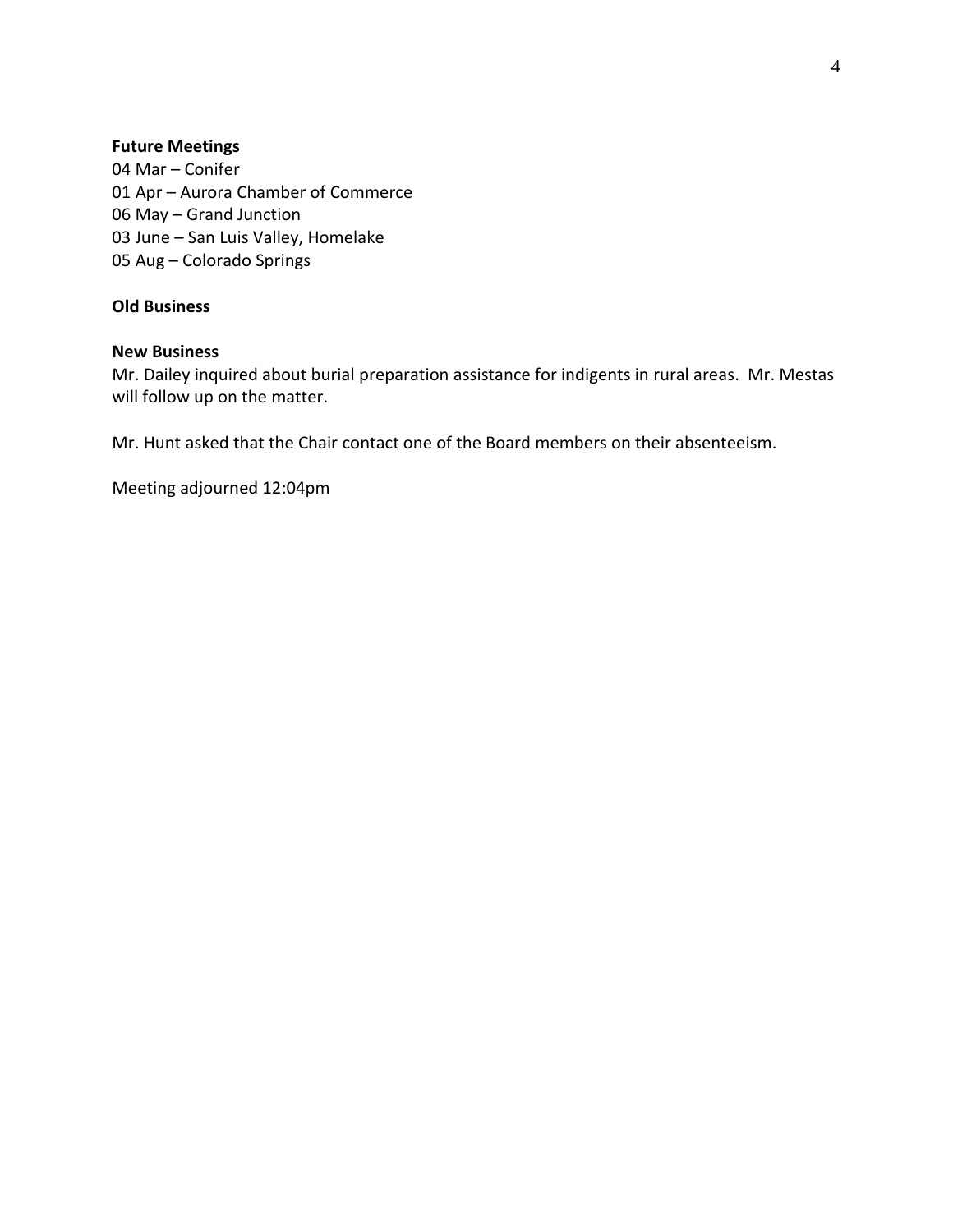**Future Meetings**

04 Mar – Conifer
01 Apr – Aurora Chamber of Commerce
06 May – Grand Junction
03 June – San Luis Valley, Homelake
05 Aug – Colorado Springs

**Old Business**

**New Business**

Mr. Dailey inquired about burial preparation assistance for indigents in rural areas. Mr. Mestas will follow up on the matter.

Mr. Hunt asked that the Chair contact one of the Board members on their absenteeism.

Meeting adjourned 12:04pm